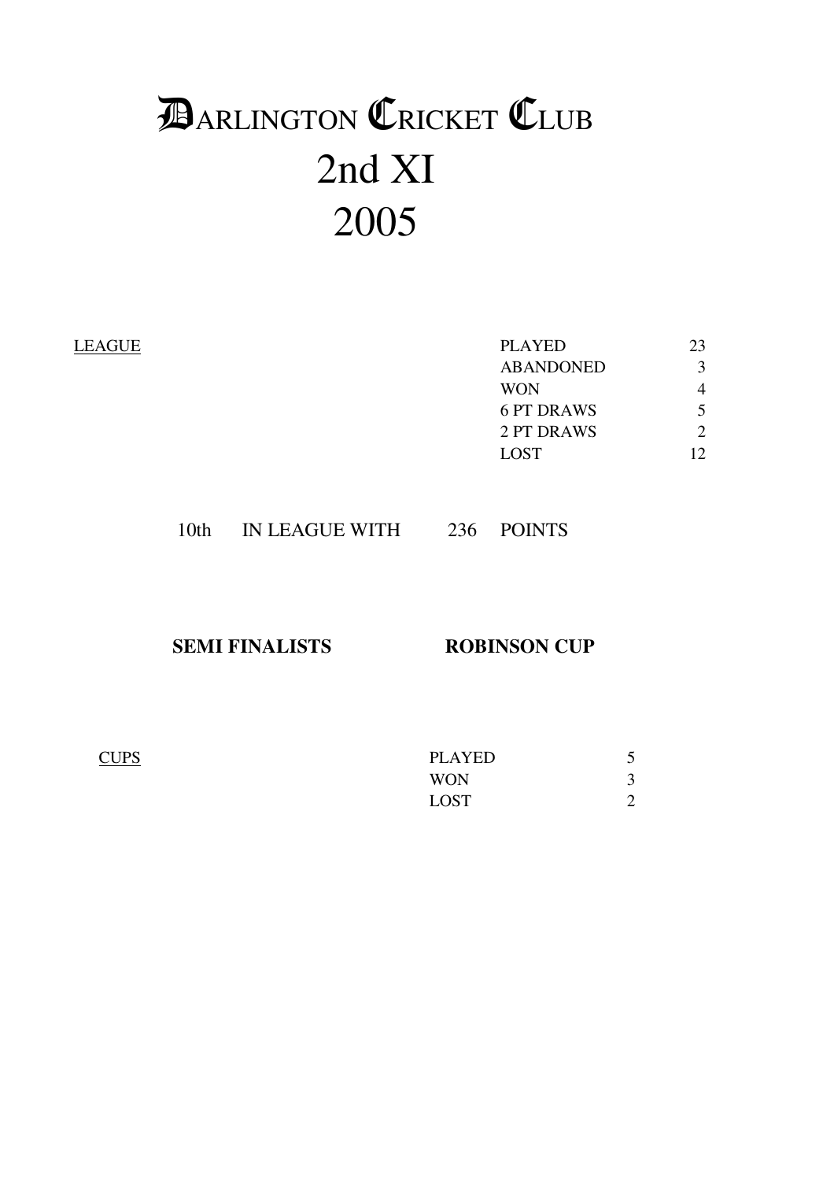# DARLINGTON CRICKET CLUB
# 2nd XI
# 2005

<u>LEAGUE</u>

| | |
|---|---|
| PLAYED | 23 |
| ABANDONED | 3 |
| WON | 4 |
| 6 PT DRAWS | 5 |
| 2 PT DRAWS | 2 |
| LOST | 12 |

10th IN LEAGUE WITH 236 POINTS

**SEMI FINALISTS ROBINSON CUP**

<u>CUPS</u>

| | |
|---|---|
| PLAYED | 5 |
| WON | 3 |
| LOST | 2 |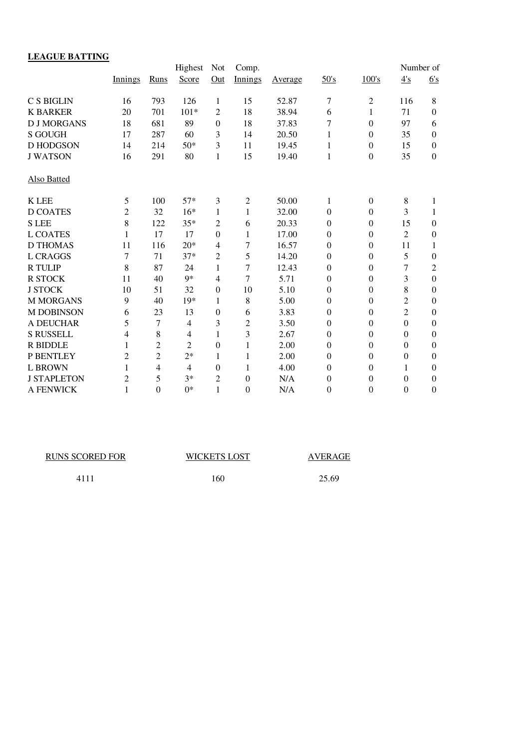**LEAGUE BATTING**

| | Innings | Runs | Highest Score | Not Out | Comp. Innings | Average | 50's | 100's | Number of 4's | 6's |
|---|---|---|---|---|---|---|---|---|---|---|
| C S BIGLIN | 16 | 793 | 126 | 1 | 15 | 52.87 | 7 | 2 | 116 | 8 |
| K BARKER | 20 | 701 | 101* | 2 | 18 | 38.94 | 6 | 1 | 71 | 0 |
| D J MORGANS | 18 | 681 | 89 | 0 | 18 | 37.83 | 7 | 0 | 97 | 6 |
| S GOUGH | 17 | 287 | 60 | 3 | 14 | 20.50 | 1 | 0 | 35 | 0 |
| D HODGSON | 14 | 214 | 50* | 3 | 11 | 19.45 | 1 | 0 | 15 | 0 |
| J WATSON | 16 | 291 | 80 | 1 | 15 | 19.40 | 1 | 0 | 35 | 0 |
| Also Batted | | | | | | | | | | |
| K LEE | 5 | 100 | 57* | 3 | 2 | 50.00 | 1 | 0 | 8 | 1 |
| D COATES | 2 | 32 | 16* | 1 | 1 | 32.00 | 0 | 0 | 3 | 1 |
| S LEE | 8 | 122 | 35* | 2 | 6 | 20.33 | 0 | 0 | 15 | 0 |
| L COATES | 1 | 17 | 17 | 0 | 1 | 17.00 | 0 | 0 | 2 | 0 |
| D THOMAS | 11 | 116 | 20* | 4 | 7 | 16.57 | 0 | 0 | 11 | 1 |
| L CRAGGS | 7 | 71 | 37* | 2 | 5 | 14.20 | 0 | 0 | 5 | 0 |
| R TULIP | 8 | 87 | 24 | 1 | 7 | 12.43 | 0 | 0 | 7 | 2 |
| R STOCK | 11 | 40 | 9* | 4 | 7 | 5.71 | 0 | 0 | 3 | 0 |
| J STOCK | 10 | 51 | 32 | 0 | 10 | 5.10 | 0 | 0 | 8 | 0 |
| M MORGANS | 9 | 40 | 19* | 1 | 8 | 5.00 | 0 | 0 | 2 | 0 |
| M DOBINSON | 6 | 23 | 13 | 0 | 6 | 3.83 | 0 | 0 | 2 | 0 |
| A DEUCHAR | 5 | 7 | 4 | 3 | 2 | 3.50 | 0 | 0 | 0 | 0 |
| S RUSSELL | 4 | 8 | 4 | 1 | 3 | 2.67 | 0 | 0 | 0 | 0 |
| R BIDDLE | 1 | 2 | 2 | 0 | 1 | 2.00 | 0 | 0 | 0 | 0 |
| P BENTLEY | 2 | 2 | 2* | 1 | 1 | 2.00 | 0 | 0 | 0 | 0 |
| L BROWN | 1 | 4 | 4 | 0 | 1 | 4.00 | 0 | 0 | 1 | 0 |
| J STAPLETON | 2 | 5 | 3* | 2 | 0 | N/A | 0 | 0 | 0 | 0 |
| A FENWICK | 1 | 0 | 0* | 1 | 0 | N/A | 0 | 0 | 0 | 0 |

| RUNS SCORED FOR | WICKETS LOST | AVERAGE |
|---|---|---|
| 4111 | 160 | 25.69 |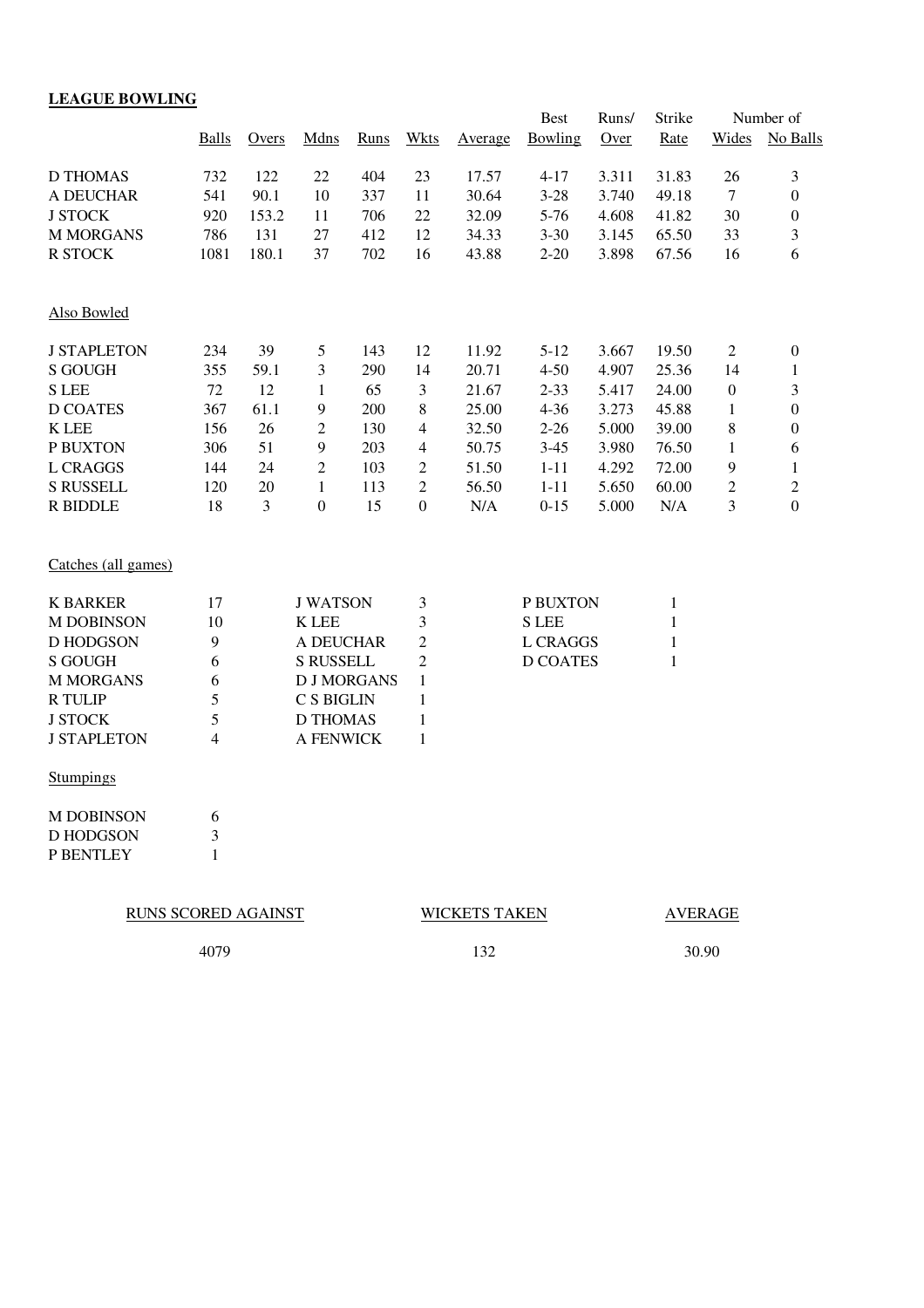**LEAGUE BOWLING**

| | Balls | Overs | Mdns | Runs | Wkts | Average | Best Bowling | Runs/ Over | Strike Rate | Number of Wides | Number of No Balls |
|---|---|---|---|---|---|---|---|---|---|---|---|
| D THOMAS | 732 | 122 | 22 | 404 | 23 | 17.57 | 4-17 | 3.311 | 31.83 | 26 | 3 |
| A DEUCHAR | 541 | 90.1 | 10 | 337 | 11 | 30.64 | 3-28 | 3.740 | 49.18 | 7 | 0 |
| J STOCK | 920 | 153.2 | 11 | 706 | 22 | 32.09 | 5-76 | 4.608 | 41.82 | 30 | 0 |
| M MORGANS | 786 | 131 | 27 | 412 | 12 | 34.33 | 3-30 | 3.145 | 65.50 | 33 | 3 |
| R STOCK | 1081 | 180.1 | 37 | 702 | 16 | 43.88 | 2-20 | 3.898 | 67.56 | 16 | 6 |

Also Bowled

| | Balls | Overs | Mdns | Runs | Wkts | Average | Best Bowling | Runs/ Over | Strike Rate | Number of Wides | Number of No Balls |
|---|---|---|---|---|---|---|---|---|---|---|---|
| J STAPLETON | 234 | 39 | 5 | 143 | 12 | 11.92 | 5-12 | 3.667 | 19.50 | 2 | 0 |
| S GOUGH | 355 | 59.1 | 3 | 290 | 14 | 20.71 | 4-50 | 4.907 | 25.36 | 14 | 1 |
| S LEE | 72 | 12 | 1 | 65 | 3 | 21.67 | 2-33 | 5.417 | 24.00 | 0 | 3 |
| D COATES | 367 | 61.1 | 9 | 200 | 8 | 25.00 | 4-36 | 3.273 | 45.88 | 1 | 0 |
| K LEE | 156 | 26 | 2 | 130 | 4 | 32.50 | 2-26 | 5.000 | 39.00 | 8 | 0 |
| P BUXTON | 306 | 51 | 9 | 203 | 4 | 50.75 | 3-45 | 3.980 | 76.50 | 1 | 6 |
| L CRAGGS | 144 | 24 | 2 | 103 | 2 | 51.50 | 1-11 | 4.292 | 72.00 | 9 | 1 |
| S RUSSELL | 120 | 20 | 1 | 113 | 2 | 56.50 | 1-11 | 5.650 | 60.00 | 2 | 2 |
| R BIDDLE | 18 | 3 | 0 | 15 | 0 | N/A | 0-15 | 5.000 | N/A | 3 | 0 |

Catches (all games)

| | | | | | |
|---|---|---|---|---|---|
| K BARKER | 17 | J WATSON | 3 | P BUXTON | 1 |
| M DOBINSON | 10 | K LEE | 3 | S LEE | 1 |
| D HODGSON | 9 | A DEUCHAR | 2 | L CRAGGS | 1 |
| S GOUGH | 6 | S RUSSELL | 2 | D COATES | 1 |
| M MORGANS | 6 | D J MORGANS | 1 | | |
| R TULIP | 5 | C S BIGLIN | 1 | | |
| J STOCK | 5 | D THOMAS | 1 | | |
| J STAPLETON | 4 | A FENWICK | 1 | | |

Stumpings

| | |
|---|---|
| M DOBINSON | 6 |
| D HODGSON | 3 |
| P BENTLEY | 1 |

| RUNS SCORED AGAINST | WICKETS TAKEN | AVERAGE |
|---|---|---|
| 4079 | 132 | 30.90 |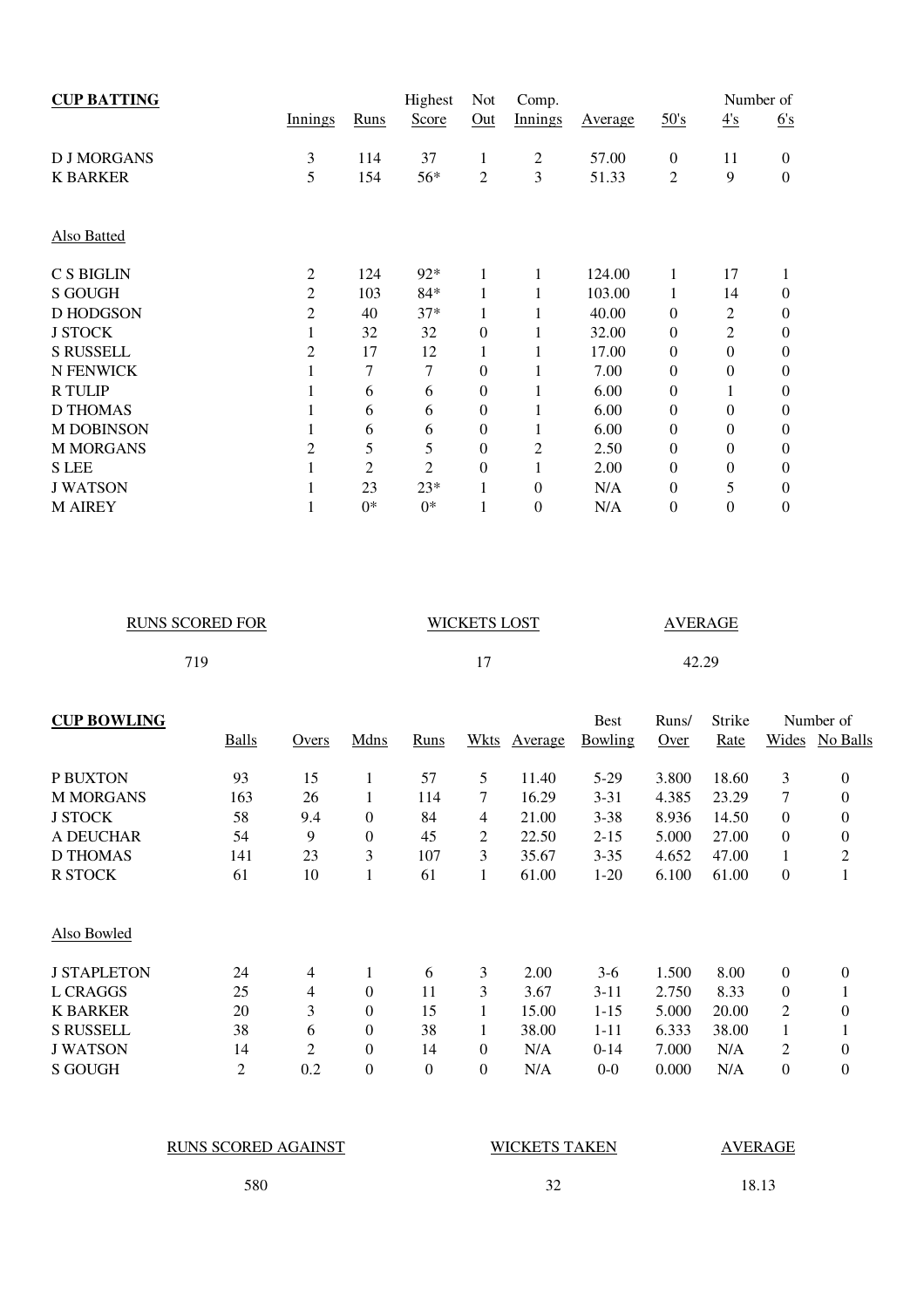## CUP BATTING

| | Innings | Runs | Highest Score | Not Out | Comp. Innings | Average | 50's | Number of 4's | 6's |
|---|---|---|---|---|---|---|---|---|---|
| D J MORGANS | 3 | 114 | 37 | 1 | 2 | 57.00 | 0 | 11 | 0 |
| K BARKER | 5 | 154 | 56* | 2 | 3 | 51.33 | 2 | 9 | 0 |

Also Batted

| | Innings | Runs | Highest Score | Not Out | Comp. Innings | Average | 50's | 4's | 6's |
|---|---|---|---|---|---|---|---|---|---|
| C S BIGLIN | 2 | 124 | 92* | 1 | 1 | 124.00 | 1 | 17 | 1 |
| S GOUGH | 2 | 103 | 84* | 1 | 1 | 103.00 | 1 | 14 | 0 |
| D HODGSON | 2 | 40 | 37* | 1 | 1 | 40.00 | 0 | 2 | 0 |
| J STOCK | 1 | 32 | 32 | 0 | 1 | 32.00 | 0 | 2 | 0 |
| S RUSSELL | 2 | 17 | 12 | 1 | 1 | 17.00 | 0 | 0 | 0 |
| N FENWICK | 1 | 7 | 7 | 0 | 1 | 7.00 | 0 | 0 | 0 |
| R TULIP | 1 | 6 | 6 | 0 | 1 | 6.00 | 0 | 1 | 0 |
| D THOMAS | 1 | 6 | 6 | 0 | 1 | 6.00 | 0 | 0 | 0 |
| M DOBINSON | 1 | 6 | 6 | 0 | 1 | 6.00 | 0 | 0 | 0 |
| M MORGANS | 2 | 5 | 5 | 0 | 2 | 2.50 | 0 | 0 | 0 |
| S LEE | 1 | 2 | 2 | 0 | 1 | 2.00 | 0 | 0 | 0 |
| J WATSON | 1 | 23 | 23* | 1 | 0 | N/A | 0 | 5 | 0 |
| M AIREY | 1 | 0* | 0* | 1 | 0 | N/A | 0 | 0 | 0 |

| RUNS SCORED FOR | WICKETS LOST | AVERAGE |
|---|---|---|
| 719 | 17 | 42.29 |

## CUP BOWLING

| | Balls | Overs | Mdns | Runs | Wkts | Average | Best Bowling | Runs/ Over | Strike Rate | Number of Wides | No Balls |
|---|---|---|---|---|---|---|---|---|---|---|---|
| P BUXTON | 93 | 15 | 1 | 57 | 5 | 11.40 | 5-29 | 3.800 | 18.60 | 3 | 0 |
| M MORGANS | 163 | 26 | 1 | 114 | 7 | 16.29 | 3-31 | 4.385 | 23.29 | 7 | 0 |
| J STOCK | 58 | 9.4 | 0 | 84 | 4 | 21.00 | 3-38 | 8.936 | 14.50 | 0 | 0 |
| A DEUCHAR | 54 | 9 | 0 | 45 | 2 | 22.50 | 2-15 | 5.000 | 27.00 | 0 | 0 |
| D THOMAS | 141 | 23 | 3 | 107 | 3 | 35.67 | 3-35 | 4.652 | 47.00 | 1 | 2 |
| R STOCK | 61 | 10 | 1 | 61 | 1 | 61.00 | 1-20 | 6.100 | 61.00 | 0 | 1 |

Also Bowled

| | Balls | Overs | Mdns | Runs | Wkts | Average | Best Bowling | Runs/ Over | Strike Rate | Wides | No Balls |
|---|---|---|---|---|---|---|---|---|---|---|---|
| J STAPLETON | 24 | 4 | 1 | 6 | 3 | 2.00 | 3-6 | 1.500 | 8.00 | 0 | 0 |
| L CRAGGS | 25 | 4 | 0 | 11 | 3 | 3.67 | 3-11 | 2.750 | 8.33 | 0 | 1 |
| K BARKER | 20 | 3 | 0 | 15 | 1 | 15.00 | 1-15 | 5.000 | 20.00 | 2 | 0 |
| S RUSSELL | 38 | 6 | 0 | 38 | 1 | 38.00 | 1-11 | 6.333 | 38.00 | 1 | 1 |
| J WATSON | 14 | 2 | 0 | 14 | 0 | N/A | 0-14 | 7.000 | N/A | 2 | 0 |
| S GOUGH | 2 | 0.2 | 0 | 0 | 0 | N/A | 0-0 | 0.000 | N/A | 0 | 0 |

| RUNS SCORED AGAINST | WICKETS TAKEN | AVERAGE |
|---|---|---|
| 580 | 32 | 18.13 |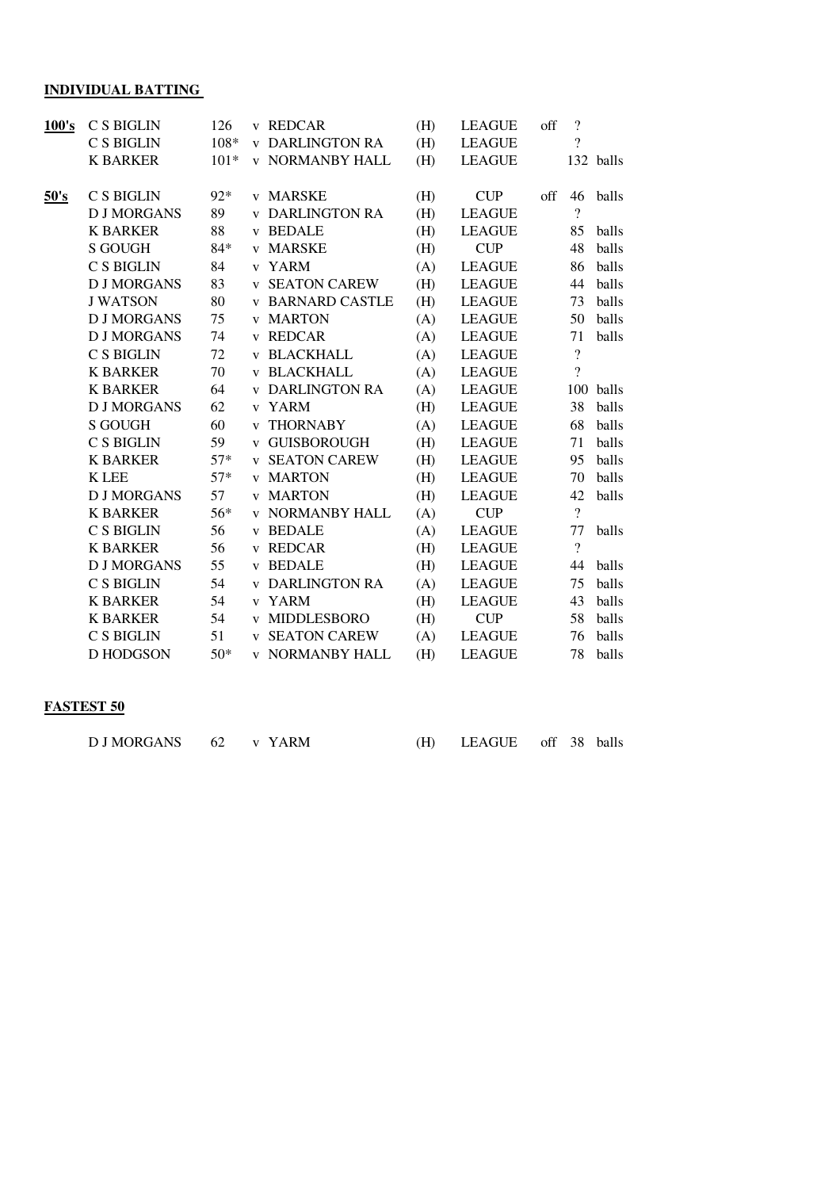**INDIVIDUAL BATTING**

| | | | | | | | | |
|---|---|---|---|---|---|---|---|---|
| **100's** | C S BIGLIN | 126 | v REDCAR | (H) | LEAGUE | off | ? | |
| | C S BIGLIN | 108* | v DARLINGTON RA | (H) | LEAGUE | | ? | |
| | K BARKER | 101* | v NORMANBY HALL | (H) | LEAGUE | | 132 | balls |
| | | | | | | | | |
| **50's** | C S BIGLIN | 92* | v MARSKE | (H) | CUP | off | 46 | balls |
| | D J MORGANS | 89 | v DARLINGTON RA | (H) | LEAGUE | | ? | |
| | K BARKER | 88 | v BEDALE | (H) | LEAGUE | | 85 | balls |
| | S GOUGH | 84* | v MARSKE | (H) | CUP | | 48 | balls |
| | C S BIGLIN | 84 | v YARM | (A) | LEAGUE | | 86 | balls |
| | D J MORGANS | 83 | v SEATON CAREW | (H) | LEAGUE | | 44 | balls |
| | J WATSON | 80 | v BARNARD CASTLE | (H) | LEAGUE | | 73 | balls |
| | D J MORGANS | 75 | v MARTON | (A) | LEAGUE | | 50 | balls |
| | D J MORGANS | 74 | v REDCAR | (A) | LEAGUE | | 71 | balls |
| | C S BIGLIN | 72 | v BLACKHALL | (A) | LEAGUE | | ? | |
| | K BARKER | 70 | v BLACKHALL | (A) | LEAGUE | | ? | |
| | K BARKER | 64 | v DARLINGTON RA | (A) | LEAGUE | | 100 | balls |
| | D J MORGANS | 62 | v YARM | (H) | LEAGUE | | 38 | balls |
| | S GOUGH | 60 | v THORNABY | (A) | LEAGUE | | 68 | balls |
| | C S BIGLIN | 59 | v GUISBOROUGH | (H) | LEAGUE | | 71 | balls |
| | K BARKER | 57* | v SEATON CAREW | (H) | LEAGUE | | 95 | balls |
| | K LEE | 57* | v MARTON | (H) | LEAGUE | | 70 | balls |
| | D J MORGANS | 57 | v MARTON | (H) | LEAGUE | | 42 | balls |
| | K BARKER | 56* | v NORMANBY HALL | (A) | CUP | | ? | |
| | C S BIGLIN | 56 | v BEDALE | (A) | LEAGUE | | 77 | balls |
| | K BARKER | 56 | v REDCAR | (H) | LEAGUE | | ? | |
| | D J MORGANS | 55 | v BEDALE | (H) | LEAGUE | | 44 | balls |
| | C S BIGLIN | 54 | v DARLINGTON RA | (A) | LEAGUE | | 75 | balls |
| | K BARKER | 54 | v YARM | (H) | LEAGUE | | 43 | balls |
| | K BARKER | 54 | v MIDDLESBORO | (H) | CUP | | 58 | balls |
| | C S BIGLIN | 51 | v SEATON CAREW | (A) | LEAGUE | | 76 | balls |
| | D HODGSON | 50* | v NORMANBY HALL | (H) | LEAGUE | | 78 | balls |

**FASTEST 50**

| | | | | | | | |
|---|---|---|---|---|---|---|---|
| D J MORGANS | 62 | v YARM | (H) | LEAGUE | off | 38 | balls |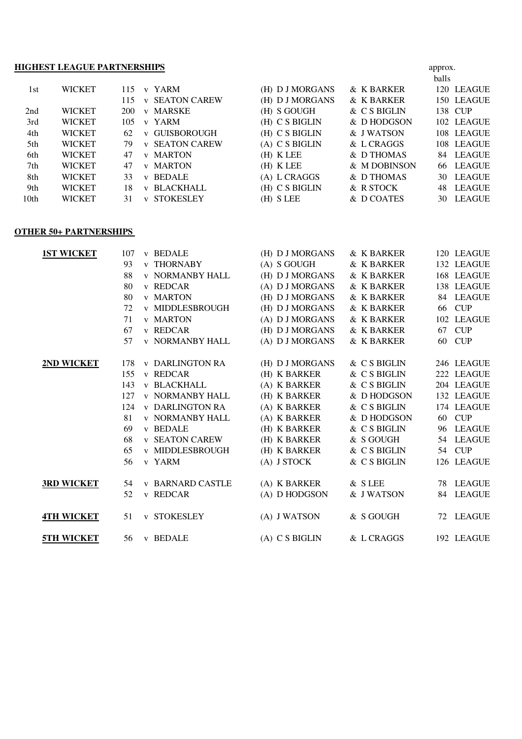## HIGHEST LEAGUE PARTNERSHIPS

| | | Runs | Opponent | Venue | Batsman | Partner | approx. balls | Competition |
|---|---|---|---|---|---|---|---|---|
| 1st | WICKET | 115 | v YARM | (H) | D J MORGANS | & K BARKER | 120 | LEAGUE |
| | | 115 | v SEATON CAREW | (H) | D J MORGANS | & K BARKER | 150 | LEAGUE |
| 2nd | WICKET | 200 | v MARSKE | (H) | S GOUGH | & C S BIGLIN | 138 | CUP |
| 3rd | WICKET | 105 | v YARM | (H) | C S BIGLIN | & D HODGSON | 102 | LEAGUE |
| 4th | WICKET | 62 | v GUISBOROUGH | (H) | C S BIGLIN | & J WATSON | 108 | LEAGUE |
| 5th | WICKET | 79 | v SEATON CAREW | (A) | C S BIGLIN | & L CRAGGS | 108 | LEAGUE |
| 6th | WICKET | 47 | v MARTON | (H) | K LEE | & D THOMAS | 84 | LEAGUE |
| 7th | WICKET | 47 | v MARTON | (H) | K LEE | & M DOBINSON | 66 | LEAGUE |
| 8th | WICKET | 33 | v BEDALE | (A) | L CRAGGS | & D THOMAS | 30 | LEAGUE |
| 9th | WICKET | 18 | v BLACKHALL | (H) | C S BIGLIN | & R STOCK | 48 | LEAGUE |
| 10th | WICKET | 31 | v STOKESLEY | (H) | S LEE | & D COATES | 30 | LEAGUE |

## OTHER 50+ PARTNERSHIPS

| Wicket | Runs | Opponent | Venue | Batsman | Partner | approx. balls | Competition |
|---|---|---|---|---|---|---|---|
| **1ST WICKET** | 107 | v BEDALE | (H) | D J MORGANS | & K BARKER | 120 | LEAGUE |
| | 93 | v THORNABY | (A) | S GOUGH | & K BARKER | 132 | LEAGUE |
| | 88 | v NORMANBY HALL | (H) | D J MORGANS | & K BARKER | 168 | LEAGUE |
| | 80 | v REDCAR | (A) | D J MORGANS | & K BARKER | 138 | LEAGUE |
| | 80 | v MARTON | (H) | D J MORGANS | & K BARKER | 84 | LEAGUE |
| | 72 | v MIDDLESBROUGH | (H) | D J MORGANS | & K BARKER | 66 | CUP |
| | 71 | v MARTON | (A) | D J MORGANS | & K BARKER | 102 | LEAGUE |
| | 67 | v REDCAR | (H) | D J MORGANS | & K BARKER | 67 | CUP |
| | 57 | v NORMANBY HALL | (A) | D J MORGANS | & K BARKER | 60 | CUP |
| **2ND WICKET** | 178 | v DARLINGTON RA | (H) | D J MORGANS | & C S BIGLIN | 246 | LEAGUE |
| | 155 | v REDCAR | (H) | K BARKER | & C S BIGLIN | 222 | LEAGUE |
| | 143 | v BLACKHALL | (A) | K BARKER | & C S BIGLIN | 204 | LEAGUE |
| | 127 | v NORMANBY HALL | (H) | K BARKER | & D HODGSON | 132 | LEAGUE |
| | 124 | v DARLINGTON RA | (A) | K BARKER | & C S BIGLIN | 174 | LEAGUE |
| | 81 | v NORMANBY HALL | (A) | K BARKER | & D HODGSON | 60 | CUP |
| | 69 | v BEDALE | (H) | K BARKER | & C S BIGLIN | 96 | LEAGUE |
| | 68 | v SEATON CAREW | (H) | K BARKER | & S GOUGH | 54 | LEAGUE |
| | 65 | v MIDDLESBROUGH | (H) | K BARKER | & C S BIGLIN | 54 | CUP |
| | 56 | v YARM | (A) | J STOCK | & C S BIGLIN | 126 | LEAGUE |
| **3RD WICKET** | 54 | v BARNARD CASTLE | (A) | K BARKER | & S LEE | 78 | LEAGUE |
| | 52 | v REDCAR | (A) | D HODGSON | & J WATSON | 84 | LEAGUE |
| **4TH WICKET** | 51 | v STOKESLEY | (A) | J WATSON | & S GOUGH | 72 | LEAGUE |
| **5TH WICKET** | 56 | v BEDALE | (A) | C S BIGLIN | & L CRAGGS | 192 | LEAGUE |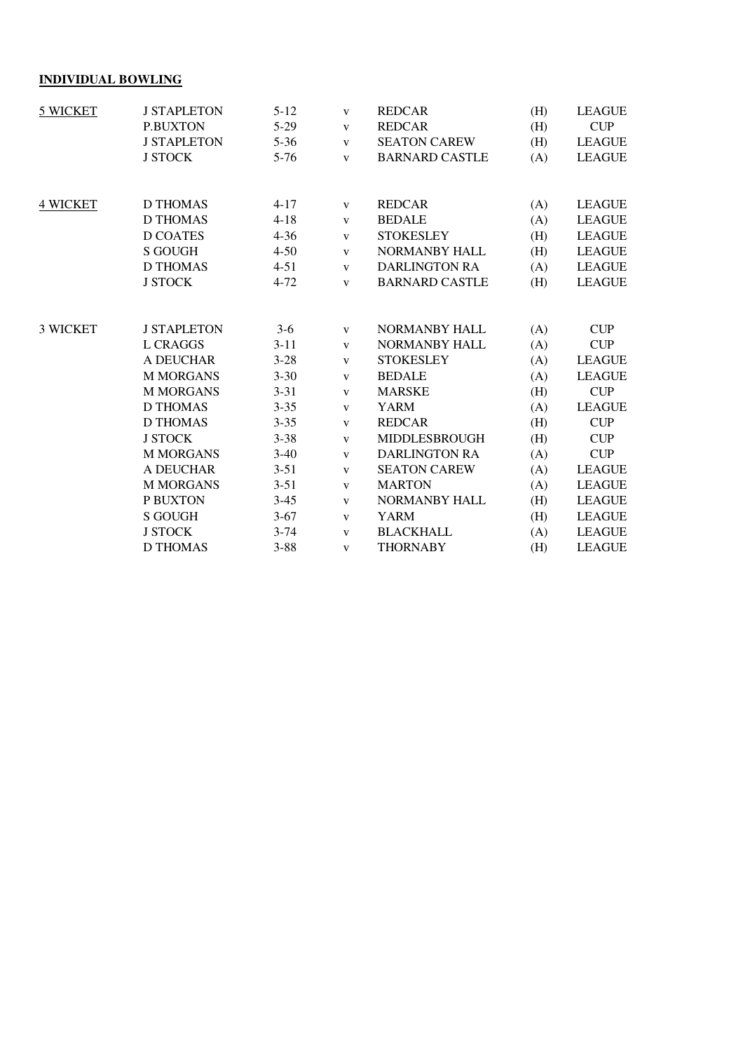**INDIVIDUAL BOWLING**

| | | | | | | |
|---|---|---|---|---|---|---|
| 5 WICKET | J STAPLETON | 5-12 | v | REDCAR | (H) | LEAGUE |
| | P.BUXTON | 5-29 | v | REDCAR | (H) | CUP |
| | J STAPLETON | 5-36 | v | SEATON CAREW | (H) | LEAGUE |
| | J STOCK | 5-76 | v | BARNARD CASTLE | (A) | LEAGUE |
| 4 WICKET | D THOMAS | 4-17 | v | REDCAR | (A) | LEAGUE |
| | D THOMAS | 4-18 | v | BEDALE | (A) | LEAGUE |
| | D COATES | 4-36 | v | STOKESLEY | (H) | LEAGUE |
| | S GOUGH | 4-50 | v | NORMANBY HALL | (H) | LEAGUE |
| | D THOMAS | 4-51 | v | DARLINGTON RA | (A) | LEAGUE |
| | J STOCK | 4-72 | v | BARNARD CASTLE | (H) | LEAGUE |
| 3 WICKET | J STAPLETON | 3-6 | v | NORMANBY HALL | (A) | CUP |
| | L CRAGGS | 3-11 | v | NORMANBY HALL | (A) | CUP |
| | A DEUCHAR | 3-28 | v | STOKESLEY | (A) | LEAGUE |
| | M MORGANS | 3-30 | v | BEDALE | (A) | LEAGUE |
| | M MORGANS | 3-31 | v | MARSKE | (H) | CUP |
| | D THOMAS | 3-35 | v | YARM | (A) | LEAGUE |
| | D THOMAS | 3-35 | v | REDCAR | (H) | CUP |
| | J STOCK | 3-38 | v | MIDDLESBROUGH | (H) | CUP |
| | M MORGANS | 3-40 | v | DARLINGTON RA | (A) | CUP |
| | A DEUCHAR | 3-51 | v | SEATON CAREW | (A) | LEAGUE |
| | M MORGANS | 3-51 | v | MARTON | (A) | LEAGUE |
| | P BUXTON | 3-45 | v | NORMANBY HALL | (H) | LEAGUE |
| | S GOUGH | 3-67 | v | YARM | (H) | LEAGUE |
| | J STOCK | 3-74 | v | BLACKHALL | (A) | LEAGUE |
| | D THOMAS | 3-88 | v | THORNABY | (H) | LEAGUE |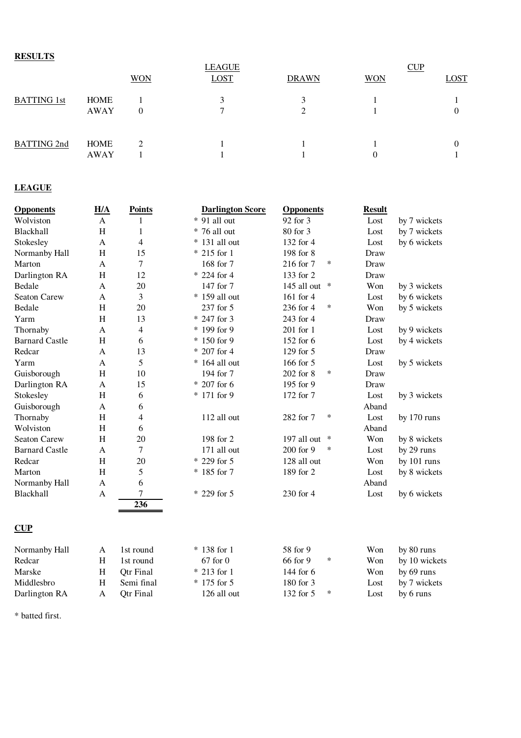**RESULTS**

| | | LEAGUE | | | CUP | |
|---|---|---|---|---|---|---|
| | | WON | LOST | DRAWN | WON | LOST |
| BATTING 1st | HOME | 1 | 3 | 3 | 1 | 1 |
| | AWAY | 0 | 7 | 2 | 1 | 0 |
| BATTING 2nd | HOME | 2 | 1 | 1 | 1 | 0 |
| | AWAY | 1 | 1 | 1 | 0 | 1 |

**LEAGUE**

| Opponents | H/A | Points | Darlington Score | Opponents | | Result | |
|---|---|---|---|---|---|---|---|
| Wolviston | A | 1 | * 91 all out | 92 for 3 | | Lost | by 7 wickets |
| Blackhall | H | 1 | * 76 all out | 80 for 3 | | Lost | by 7 wickets |
| Stokesley | A | 4 | * 131 all out | 132 for 4 | | Lost | by 6 wickets |
| Normanby Hall | H | 15 | * 215 for 1 | 198 for 8 | | Draw | |
| Marton | A | 7 | 168 for 7 | 216 for 7 | * | Draw | |
| Darlington RA | H | 12 | * 224 for 4 | 133 for 2 | | Draw | |
| Bedale | A | 20 | 147 for 7 | 145 all out | * | Won | by 3 wickets |
| Seaton Carew | A | 3 | * 159 all out | 161 for 4 | | Lost | by 6 wickets |
| Bedale | H | 20 | 237 for 5 | 236 for 4 | * | Won | by 5 wickets |
| Yarm | H | 13 | * 247 for 3 | 243 for 4 | | Draw | |
| Thornaby | A | 4 | * 199 for 9 | 201 for 1 | | Lost | by 9 wickets |
| Barnard Castle | H | 6 | * 150 for 9 | 152 for 6 | | Lost | by 4 wickets |
| Redcar | A | 13 | * 207 for 4 | 129 for 5 | | Draw | |
| Yarm | A | 5 | * 164 all out | 166 for 5 | | Lost | by 5 wickets |
| Guisborough | H | 10 | 194 for 7 | 202 for 8 | * | Draw | |
| Darlington RA | A | 15 | * 207 for 6 | 195 for 9 | | Draw | |
| Stokesley | H | 6 | * 171 for 9 | 172 for 7 | | Lost | by 3 wickets |
| Guisborough | A | 6 | | | | Aband | |
| Thornaby | H | 4 | 112 all out | 282 for 7 | * | Lost | by 170 runs |
| Wolviston | H | 6 | | | | Aband | |
| Seaton Carew | H | 20 | 198 for 2 | 197 all out | * | Won | by 8 wickets |
| Barnard Castle | A | 7 | 171 all out | 200 for 9 | * | Lost | by 29 runs |
| Redcar | H | 20 | * 229 for 5 | 128 all out | | Won | by 101 runs |
| Marton | H | 5 | * 185 for 7 | 189 for 2 | | Lost | by 8 wickets |
| Normanby Hall | A | 6 | | | | Aband | |
| Blackhall | A | 7 | * 229 for 5 | 230 for 4 | | Lost | by 6 wickets |
| | | **236** | | | | | |

**CUP**

| | | | | | | | |
|---|---|---|---|---|---|---|---|
| Normanby Hall | A | 1st round | * 138 for 1 | 58 for 9 | | Won | by 80 runs |
| Redcar | H | 1st round | 67 for 0 | 66 for 9 | * | Won | by 10 wickets |
| Marske | H | Qtr Final | * 213 for 1 | 144 for 6 | | Won | by 69 runs |
| Middlesbro | H | Semi final | * 175 for 5 | 180 for 3 | | Lost | by 7 wickets |
| Darlington RA | A | Qtr Final | 126 all out | 132 for 5 | * | Lost | by 6 runs |

* batted first.